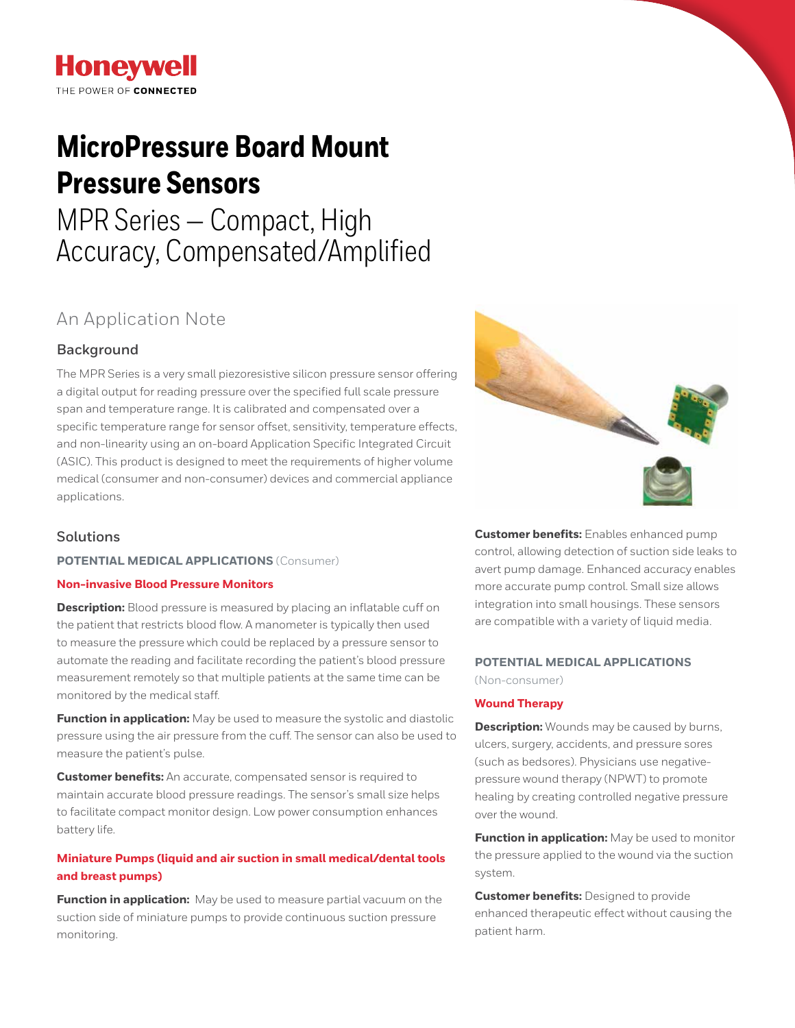Honeywell

THE POWER OF **CONNECTED**

# MicroPressure Board Mount Pressure Sensors

## MPR Series — Compact, High Accuracy, Compensated/Amplified

## An Application Note

### Background

The MPR Series is a very small piezoresistive silicon pressure sensor offering a digital output for reading pressure over the specified full scale pressure span and temperature range. It is calibrated and compensated over a specific temperature range for sensor offset, sensitivity, temperature effects, and non-linearity using an on-board Application Specific Integrated Circuit (ASIC). This product is designed to meet the requirements of higher volume medical (consumer and non-consumer) devices and commercial appliance applications.

### Solutions

**POTENTIAL MEDICAL APPLICATIONS** (Consumer)

**Non-invasive Blood Pressure Monitors**

**Description:** Blood pressure is measured by placing an inflatable cuff on the patient that restricts blood flow. A manometer is typically then used to measure the pressure which could be replaced by a pressure sensor to automate the reading and facilitate recording the patient's blood pressure measurement remotely so that multiple patients at the same time can be monitored by the medical staff.

**Function in application:** May be used to measure the systolic and diastolic pressure using the air pressure from the cuff. The sensor can also be used to measure the patient's pulse.

**Customer benefits:** An accurate, compensated sensor is required to maintain accurate blood pressure readings. The sensor's small size helps to facilitate compact monitor design. Low power consumption enhances battery life.

**Miniature Pumps (liquid and air suction in small medical/dental tools and breast pumps)**

**Function in application:** May be used to measure partial vacuum on the suction side of miniature pumps to provide continuous suction pressure monitoring.

**Customer benefits:** Enables enhanced pump control, allowing detection of suction side leaks to avert pump damage. Enhanced accuracy enables more accurate pump control. Small size allows integration into small housings. These sensors are compatible with a variety of liquid media.

**POTENTIAL MEDICAL APPLICATIONS** (Non-consumer)

**Wound Therapy**

**Description:** Wounds may be caused by burns, ulcers, surgery, accidents, and pressure sores (such as bedsores). Physicians use negative-pressure wound therapy (NPWT) to promote healing by creating controlled negative pressure over the wound.

**Function in application:** May be used to monitor the pressure applied to the wound via the suction system.

**Customer benefits:** Designed to provide enhanced therapeutic effect without causing the patient harm.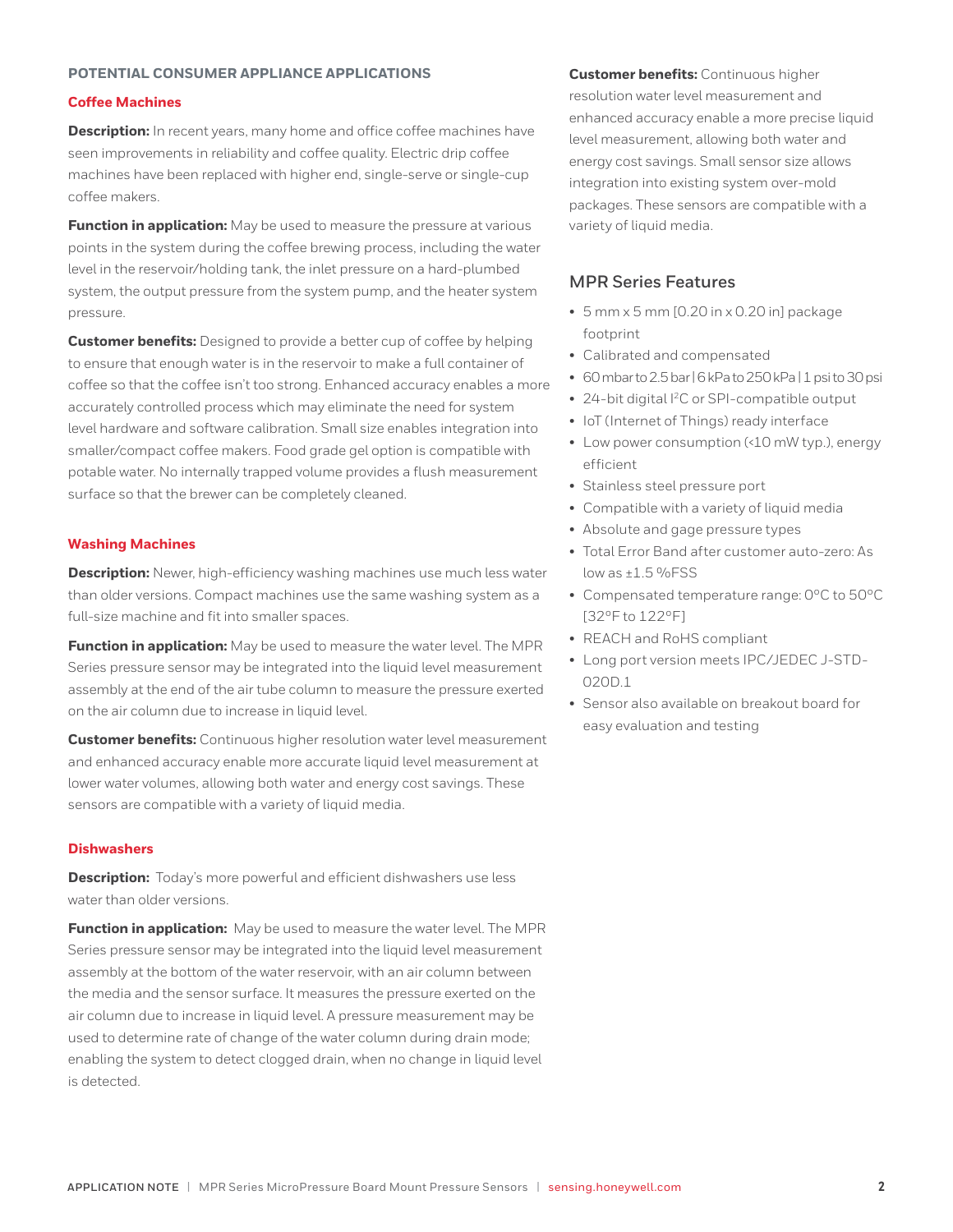## POTENTIAL CONSUMER APPLIANCE APPLICATIONS

### Coffee Machines

**Description:** In recent years, many home and office coffee machines have seen improvements in reliability and coffee quality. Electric drip coffee machines have been replaced with higher end, single-serve or single-cup coffee makers.

**Function in application:** May be used to measure the pressure at various points in the system during the coffee brewing process, including the water level in the reservoir/holding tank, the inlet pressure on a hard-plumbed system, the output pressure from the system pump, and the heater system pressure.

**Customer benefits:** Designed to provide a better cup of coffee by helping to ensure that enough water is in the reservoir to make a full container of coffee so that the coffee isn't too strong. Enhanced accuracy enables a more accurately controlled process which may eliminate the need for system level hardware and software calibration. Small size enables integration into smaller/compact coffee makers. Food grade gel option is compatible with potable water. No internally trapped volume provides a flush measurement surface so that the brewer can be completely cleaned.

### Washing Machines

**Description:** Newer, high-efficiency washing machines use much less water than older versions. Compact machines use the same washing system as a full-size machine and fit into smaller spaces.

**Function in application:** May be used to measure the water level. The MPR Series pressure sensor may be integrated into the liquid level measurement assembly at the end of the air tube column to measure the pressure exerted on the air column due to increase in liquid level.

**Customer benefits:** Continuous higher resolution water level measurement and enhanced accuracy enable more accurate liquid level measurement at lower water volumes, allowing both water and energy cost savings. These sensors are compatible with a variety of liquid media.

### Dishwashers

**Description:** Today's more powerful and efficient dishwashers use less water than older versions.

**Function in application:** May be used to measure the water level. The MPR Series pressure sensor may be integrated into the liquid level measurement assembly at the bottom of the water reservoir, with an air column between the media and the sensor surface. It measures the pressure exerted on the air column due to increase in liquid level. A pressure measurement may be used to determine rate of change of the water column during drain mode; enabling the system to detect clogged drain, when no change in liquid level is detected.

**Customer benefits:** Continuous higher resolution water level measurement and enhanced accuracy enable a more precise liquid level measurement, allowing both water and energy cost savings. Small sensor size allows integration into existing system over-mold packages. These sensors are compatible with a variety of liquid media.

## MPR Series Features

- 5 mm x 5 mm [0.20 in x 0.20 in] package footprint
- Calibrated and compensated
- 60 mbar to 2.5 bar | 6 kPa to 250 kPa | 1 psi to 30 psi
- 24-bit digital I²C or SPI-compatible output
- IoT (Internet of Things) ready interface
- Low power consumption (<10 mW typ.), energy efficient
- Stainless steel pressure port
- Compatible with a variety of liquid media
- Absolute and gage pressure types
- Total Error Band after customer auto-zero: As low as ±1.5 %FSS
- Compensated temperature range: 0°C to 50°C [32°F to 122°F]
- REACH and RoHS compliant
- Long port version meets IPC/JEDEC J-STD-020D.1
- Sensor also available on breakout board for easy evaluation and testing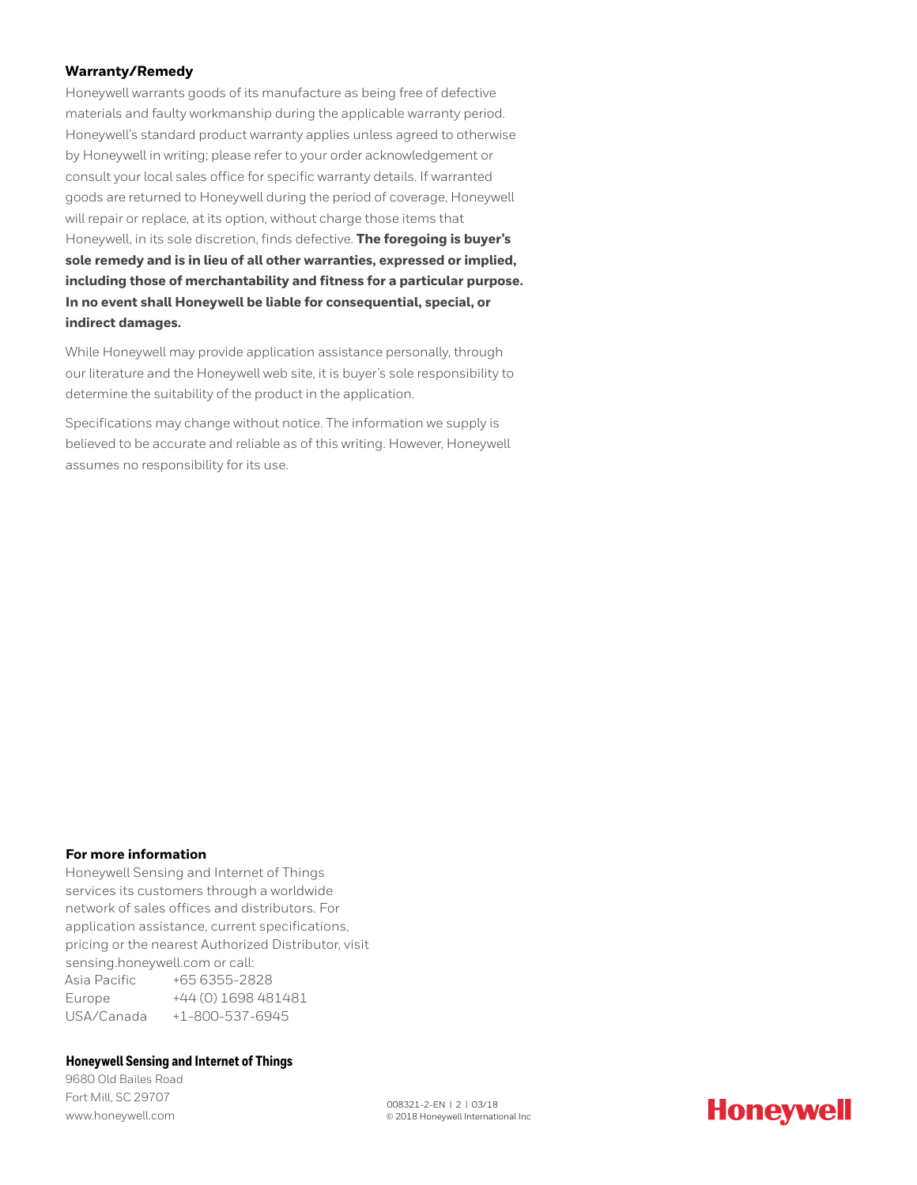## Warranty/Remedy

Honeywell warrants goods of its manufacture as being free of defective materials and faulty workmanship during the applicable warranty period. Honeywell's standard product warranty applies unless agreed to otherwise by Honeywell in writing; please refer to your order acknowledgement or consult your local sales office for specific warranty details. If warranted goods are returned to Honeywell during the period of coverage, Honeywell will repair or replace, at its option, without charge those items that Honeywell, in its sole discretion, finds defective. **The foregoing is buyer's sole remedy and is in lieu of all other warranties, expressed or implied, including those of merchantability and fitness for a particular purpose. In no event shall Honeywell be liable for consequential, special, or indirect damages.**

While Honeywell may provide application assistance personally, through our literature and the Honeywell web site, it is buyer's sole responsibility to determine the suitability of the product in the application.

Specifications may change without notice. The information we supply is believed to be accurate and reliable as of this writing. However, Honeywell assumes no responsibility for its use.

## For more information

Honeywell Sensing and Internet of Things services its customers through a worldwide network of sales offices and distributors. For application assistance, current specifications, pricing or the nearest Authorized Distributor, visit sensing.honeywell.com or call:

| | |
|---|---|
| Asia Pacific | +65 6355-2828 |
| Europe | +44 (0) 1698 481481 |
| USA/Canada | +1-800-537-6945 |

**Honeywell Sensing and Internet of Things**

9680 Old Bailes Road
Fort Mill, SC 29707
www.honeywell.com

008321-2-EN | 2 | 03/18
© 2018 Honeywell International Inc

**Honeywell**